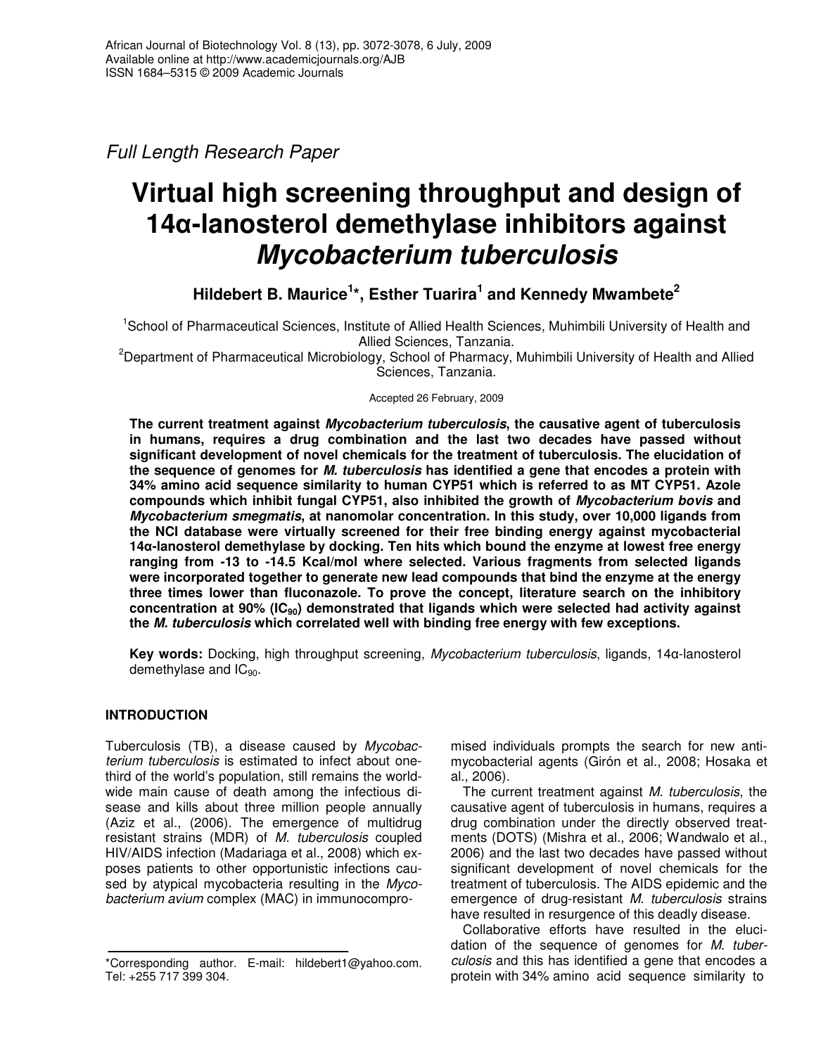*Full Length Research Paper*

# Virtual high screening throughput and design of 14α-lanosterol demethylase inhibitors against *Mycobacterium tuberculosis*

**Hildebert B. Maurice[1]*, Esther Tuarira[1] and Kennedy Mwambete[2]**

[1]School of Pharmaceutical Sciences, Institute of Allied Health Sciences, Muhimbili University of Health and Allied Sciences, Tanzania.

[2]Department of Pharmaceutical Microbiology, School of Pharmacy, Muhimbili University of Health and Allied Sciences, Tanzania.

Accepted 26 February, 2009

**The current treatment against *Mycobacterium tuberculosis*, the causative agent of tuberculosis in humans, requires a drug combination and the last two decades have passed without significant development of novel chemicals for the treatment of tuberculosis. The elucidation of the sequence of genomes for *M. tuberculosis* has identified a gene that encodes a protein with 34% amino acid sequence similarity to human CYP51 which is referred to as MT CYP51. Azole compounds which inhibit fungal CYP51, also inhibited the growth of *Mycobacterium bovis* and *Mycobacterium smegmatis*, at nanomolar concentration. In this study, over 10,000 ligands from the NCI database were virtually screened for their free binding energy against mycobacterial 14α-lanosterol demethylase by docking. Ten hits which bound the enzyme at lowest free energy ranging from -13 to -14.5 Kcal/mol where selected. Various fragments from selected ligands were incorporated together to generate new lead compounds that bind the enzyme at the energy three times lower than fluconazole. To prove the concept, literature search on the inhibitory concentration at 90% ($IC_{90}$) demonstrated that ligands which were selected had activity against the *M. tuberculosis* which correlated well with binding free energy with few exceptions.**

**Key words:** Docking, high throughput screening, *Mycobacterium tuberculosis*, ligands, 14α-lanosterol demethylase and $IC_{90}$.

## INTRODUCTION

Tuberculosis (TB), a disease caused by *Mycobacterium tuberculosis* is estimated to infect about one-third of the world's population, still remains the world-wide main cause of death among the infectious disease and kills about three million people annually (Aziz et al., (2006). The emergence of multidrug resistant strains (MDR) of *M. tuberculosis* coupled HIV/AIDS infection (Madariaga et al., 2008) which exposes patients to other opportunistic infections caused by atypical mycobacteria resulting in the *Mycobacterium avium* complex (MAC) in immunocompromised individuals prompts the search for new anti-mycobacterial agents (Girón et al., 2008; Hosaka et al., 2006).

The current treatment against *M. tuberculosis*, the causative agent of tuberculosis in humans, requires a drug combination under the directly observed treatments (DOTS) (Mishra et al., 2006; Wandwalo et al., 2006) and the last two decades have passed without significant development of novel chemicals for the treatment of tuberculosis. The AIDS epidemic and the emergence of drug-resistant *M. tuberculosis* strains have resulted in resurgence of this deadly disease.

Collaborative efforts have resulted in the elucidation of the sequence of genomes for *M. tuberculosis* and this has identified a gene that encodes a protein with 34% amino acid sequence similarity to

*Corresponding author. E-mail: hildebert1@yahoo.com. Tel: +255 717 399 304.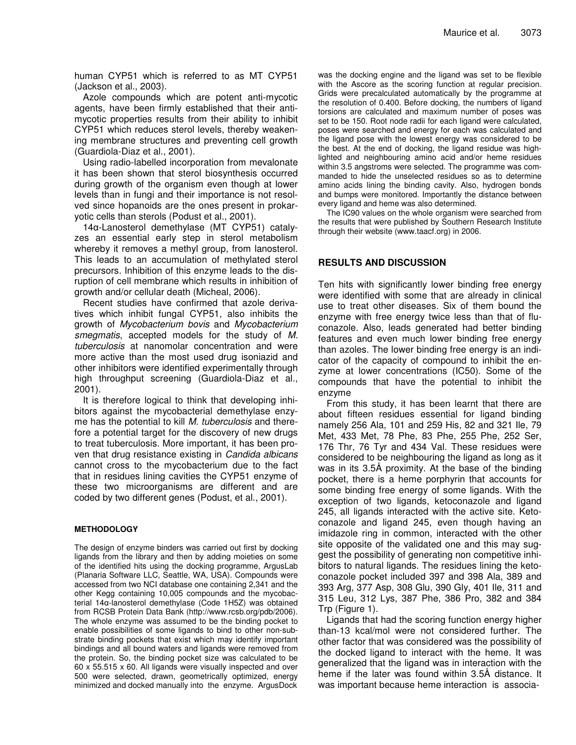human CYP51 which is referred to as MT CYP51 (Jackson et al., 2003).

Azole compounds which are potent anti-mycotic agents, have been firmly established that their anti-mycotic properties results from their ability to inhibit CYP51 which reduces sterol levels, thereby weakening membrane structures and preventing cell growth (Guardiola-Diaz et al., 2001).

Using radio-labelled incorporation from mevalonate it has been shown that sterol biosynthesis occurred during growth of the organism even though at lower levels than in fungi and their importance is not resolved since hopanoids are the ones present in prokaryotic cells than sterols (Podust et al., 2001).

14α-Lanosterol demethylase (MT CYP51) catalyzes an essential early step in sterol metabolism whereby it removes a methyl group, from lanosterol. This leads to an accumulation of methylated sterol precursors. Inhibition of this enzyme leads to the disruption of cell membrane which results in inhibition of growth and/or cellular death (Micheal, 2006).

Recent studies have confirmed that azole derivatives which inhibit fungal CYP51, also inhibits the growth of *Mycobacterium bovis* and *Mycobacterium smegmatis*, accepted models for the study of *M. tuberculosis* at nanomolar concentration and were more active than the most used drug isoniazid and other inhibitors were identified experimentally through high throughput screening (Guardiola-Diaz et al., 2001).

It is therefore logical to think that developing inhibitors against the mycobacterial demethylase enzyme has the potential to kill *M. tuberculosis* and therefore a potential target for the discovery of new drugs to treat tuberculosis. More important, it has been proven that drug resistance existing in *Candida albicans* cannot cross to the mycobacterium due to the fact that in residues lining cavities the CYP51 enzyme of these two microorganisms are different and are coded by two different genes (Podust, et al., 2001).

## METHODOLOGY

The design of enzyme binders was carried out first by docking ligands from the library and then by adding moieties on some of the identified hits using the docking programme, ArgusLab (Planaria Software LLC, Seattle, WA, USA). Compounds were accessed from two NCI database one containing 2,341 and the other Kegg containing 10,005 compounds and the mycobacterial 14α-lanosterol demethylase (Code 1H5Z) was obtained from RCSB Protein Data Bank (http://www.rcsb.org/pdb/2006). The whole enzyme was assumed to be the binding pocket to enable possibilities of some ligands to bind to other non-substrate binding pockets that exist which may identify important bindings and all bound waters and ligands were removed from the protein. So, the binding pocket size was calculated to be 60 x 55.515 x 60. All ligands were visually inspected and over 500 were selected, drawn, geometrically optimized, energy minimized and docked manually into the enzyme. ArgusDock was the docking engine and the ligand was set to be flexible with the Ascore as the scoring function at regular precision. Grids were precalculated automatically by the programme at the resolution of 0.400. Before docking, the numbers of ligand torsions are calculated and maximum number of poses was set to be 150. Root node radii for each ligand were calculated, poses were searched and energy for each was calculated and the ligand pose with the lowest energy was considered to be the best. At the end of docking, the ligand residue was highlighted and neighbouring amino acid and/or heme residues within 3.5 angstroms were selected. The programme was commanded to hide the unselected residues so as to determine amino acids lining the binding cavity. Also, hydrogen bonds and bumps were monitored. Importantly the distance between every ligand and heme was also determined.

The IC90 values on the whole organism were searched from the results that were published by Southern Research Institute through their website (www.taacf.org) in 2006.

## RESULTS AND DISCUSSION

Ten hits with significantly lower binding free energy were identified with some that are already in clinical use to treat other diseases. Six of them bound the enzyme with free energy twice less than that of fluconazole. Also, leads generated had better binding features and even much lower binding free energy than azoles. The lower binding free energy is an indicator of the capacity of compound to inhibit the enzyme at lower concentrations (IC50). Some of the compounds that have the potential to inhibit the enzyme

From this study, it has been learnt that there are about fifteen residues essential for ligand binding namely 256 Ala, 101 and 259 His, 82 and 321 Ile, 79 Met, 433 Met, 78 Phe, 83 Phe, 255 Phe, 252 Ser, 176 Thr, 76 Tyr and 434 Val. These residues were considered to be neighbouring the ligand as long as it was in its 3.5Å proximity. At the base of the binding pocket, there is a heme porphyrin that accounts for some binding free energy of some ligands. With the exception of two ligands, ketoconazole and ligand 245, all ligands interacted with the active site. Ketoconazole and ligand 245, even though having an imidazole ring in common, interacted with the other site opposite of the validated one and this may suggest the possibility of generating non competitive inhibitors to natural ligands. The residues lining the ketoconazole pocket included 397 and 398 Ala, 389 and 393 Arg, 377 Asp, 308 Glu, 390 Gly, 401 Ile, 311 and 315 Leu, 312 Lys, 387 Phe, 386 Pro, 382 and 384 Trp (Figure 1).

Ligands that had the scoring function energy higher than-13 kcal/mol were not considered further. The other factor that was considered was the possibility of the docked ligand to interact with the heme. It was generalized that the ligand was in interaction with the heme if the later was found within 3.5Å distance. It was important because heme interaction is associa-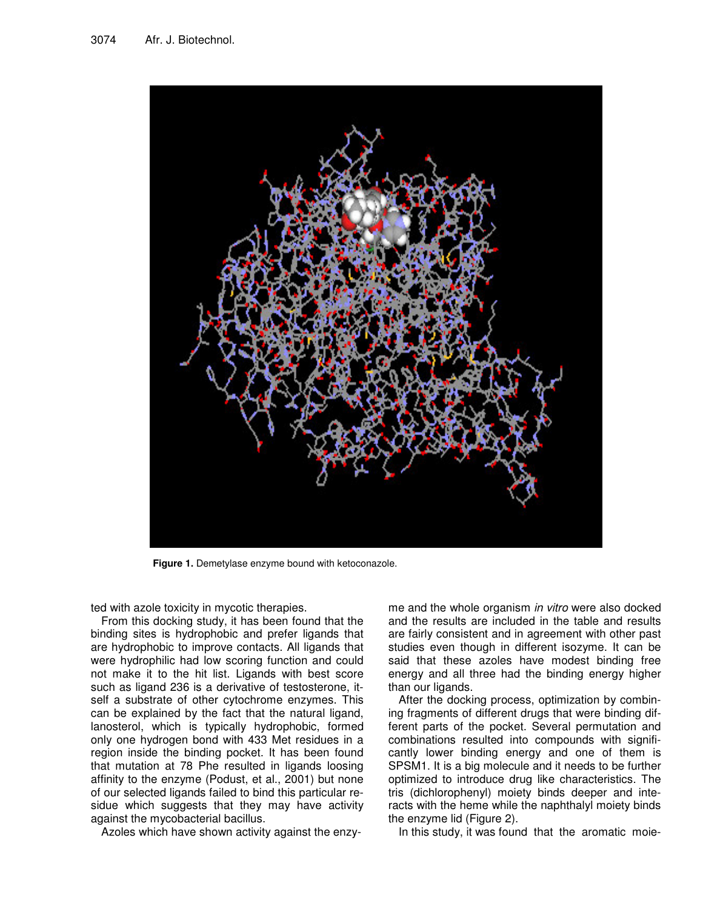Figure 1. Demetylase enzyme bound with ketoconazole.

ted with azole toxicity in mycotic therapies.

From this docking study, it has been found that the binding sites is hydrophobic and prefer ligands that are hydrophobic to improve contacts. All ligands that were hydrophilic had low scoring function and could not make it to the hit list. Ligands with best score such as ligand 236 is a derivative of testosterone, itself a substrate of other cytochrome enzymes. This can be explained by the fact that the natural ligand, lanosterol, which is typically hydrophobic, formed only one hydrogen bond with 433 Met residues in a region inside the binding pocket. It has been found that mutation at 78 Phe resulted in ligands loosing affinity to the enzyme (Podust, et al., 2001) but none of our selected ligands failed to bind this particular residue which suggests that they may have activity against the mycobacterial bacillus.

Azoles which have shown activity against the enzyme and the whole organism *in vitro* were also docked and the results are included in the table and results are fairly consistent and in agreement with other past studies even though in different isozyme. It can be said that these azoles have modest binding free energy and all three had the binding energy higher than our ligands.

After the docking process, optimization by combining fragments of different drugs that were binding different parts of the pocket. Several permutation and combinations resulted into compounds with significantly lower binding energy and one of them is SPSM1. It is a big molecule and it needs to be further optimized to introduce drug like characteristics. The tris (dichlorophenyl) moiety binds deeper and interacts with the heme while the naphthalyl moiety binds the enzyme lid (Figure 2).

In this study, it was found that the aromatic moie-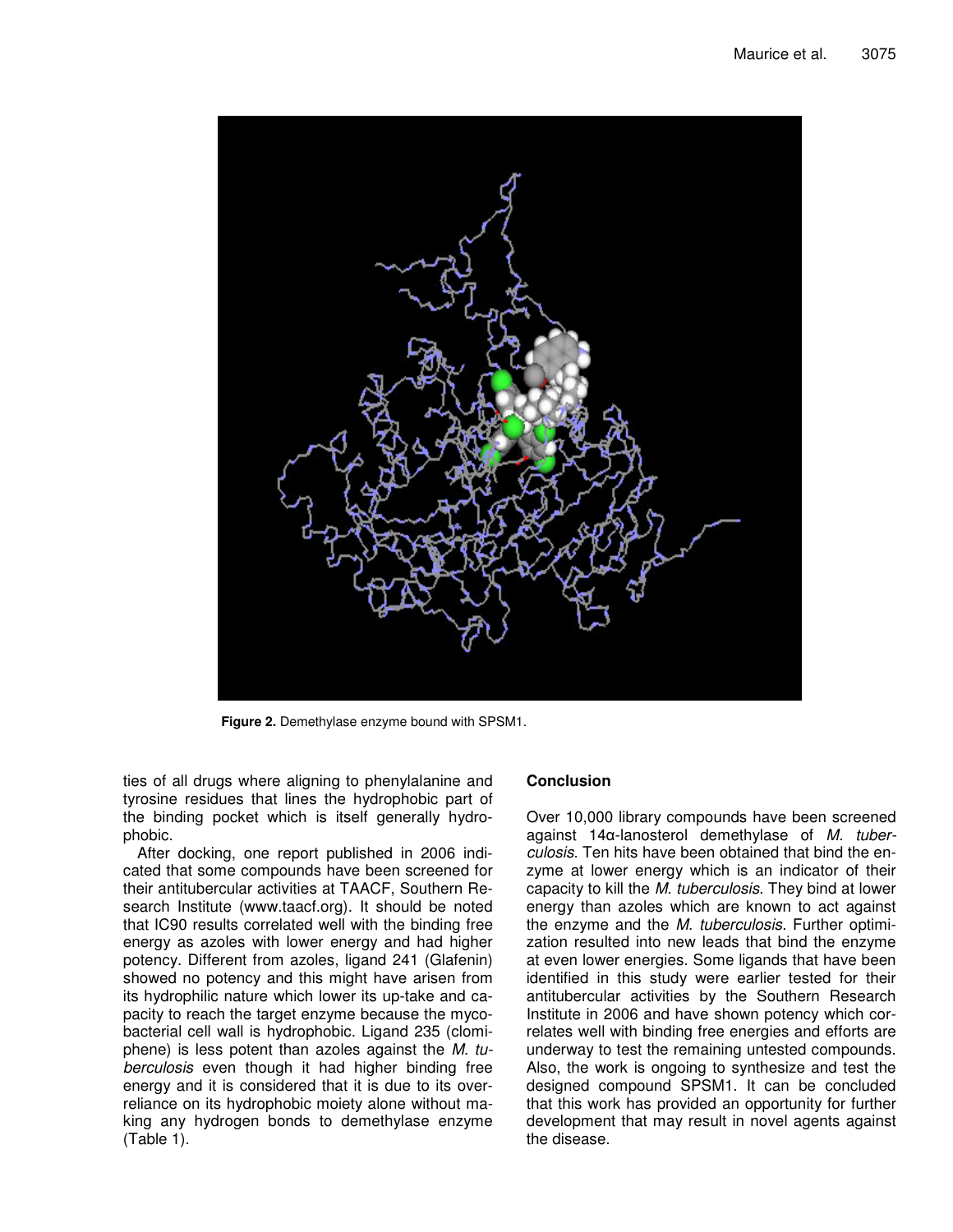Figure 2. Demethylase enzyme bound with SPSM1.

ties of all drugs where aligning to phenylalanine and tyrosine residues that lines the hydrophobic part of the binding pocket which is itself generally hydrophobic.

After docking, one report published in 2006 indicated that some compounds have been screened for their antitubercular activities at TAACF, Southern Research Institute (www.taacf.org). It should be noted that IC90 results correlated well with the binding free energy as azoles with lower energy and had higher potency. Different from azoles, ligand 241 (Glafenin) showed no potency and this might have arisen from its hydrophilic nature which lower its up-take and capacity to reach the target enzyme because the mycobacterial cell wall is hydrophobic. Ligand 235 (clomiphene) is less potent than azoles against the *M. tuberculosis* even though it had higher binding free energy and it is considered that it is due to its over-reliance on its hydrophobic moiety alone without making any hydrogen bonds to demethylase enzyme (Table 1).

## Conclusion

Over 10,000 library compounds have been screened against 14α-lanosterol demethylase of *M. tuberculosis*. Ten hits have been obtained that bind the enzyme at lower energy which is an indicator of their capacity to kill the *M. tuberculosis*. They bind at lower energy than azoles which are known to act against the enzyme and the *M. tuberculosis*. Further optimization resulted into new leads that bind the enzyme at even lower energies. Some ligands that have been identified in this study were earlier tested for their antitubercular activities by the Southern Research Institute in 2006 and have shown potency which correlates well with binding free energies and efforts are underway to test the remaining untested compounds. Also, the work is ongoing to synthesize and test the designed compound SPSM1. It can be concluded that this work has provided an opportunity for further development that may result in novel agents against the disease.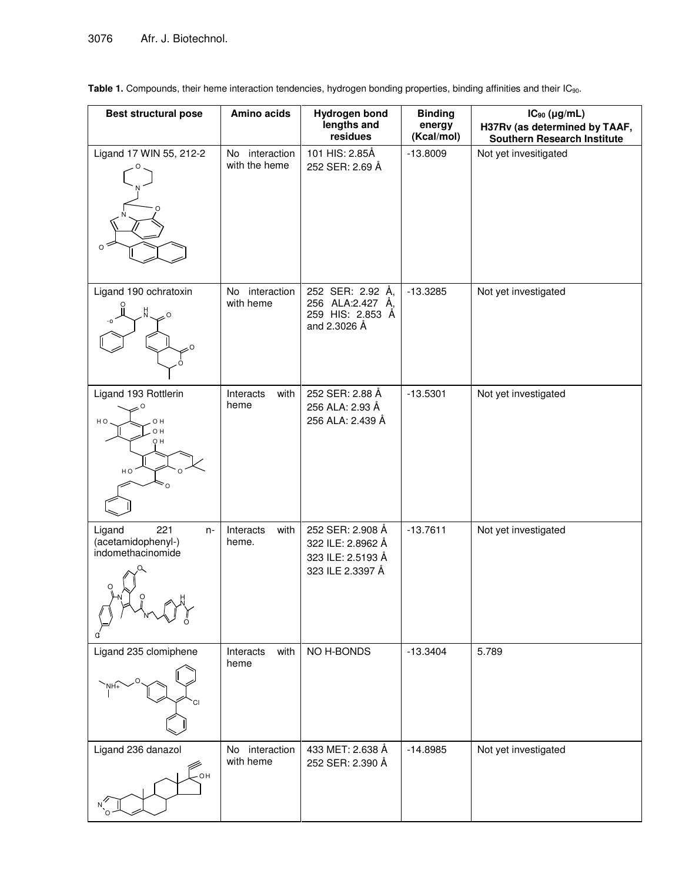**Table 1.** Compounds, their heme interaction tendencies, hydrogen bonding properties, binding affinities and their $IC_{90}$.

| Best structural pose | Amino acids | Hydrogen bond lengths and residues | Binding energy (Kcal/mol) | $IC_{90}$ (μg/mL) H37Rv (as determined by TAAF, Southern Research Institute |
|---|---|---|---|---|
| Ligand 17 WIN 55, 212-2 | No interaction with the heme | 101 HIS: 2.85Å<br>252 SER: 2.69 Å | -13.8009 | Not yet invesitigated |
| Ligand 190 ochratoxin | No interaction with heme | 252 SER: 2.92 Å, 256 ALA:2.427 Å, 259 HIS: 2.853 Å and 2.3026 Å | -13.3285 | Not yet investigated |
| Ligand 193 Rottlerin | Interacts with heme | 252 SER: 2.88 Å<br>256 ALA: 2.93 Å<br>256 ALA: 2.439 Å | -13.5301 | Not yet investigated |
| Ligand 221 n-(acetamidophenyl-) indomethacinomide | Interacts with heme. | 252 SER: 2.908 Å<br>322 ILE: 2.8962 Å<br>323 ILE: 2.5193 Å<br>323 ILE 2.3397 Å | -13.7611 | Not yet investigated |
| Ligand 235 clomiphene | Interacts with heme | NO H-BONDS | -13.3404 | 5.789 |
| Ligand 236 danazol | No interaction with heme | 433 MET: 2.638 Å<br>252 SER: 2.390 Å | -14.8985 | Not yet investigated |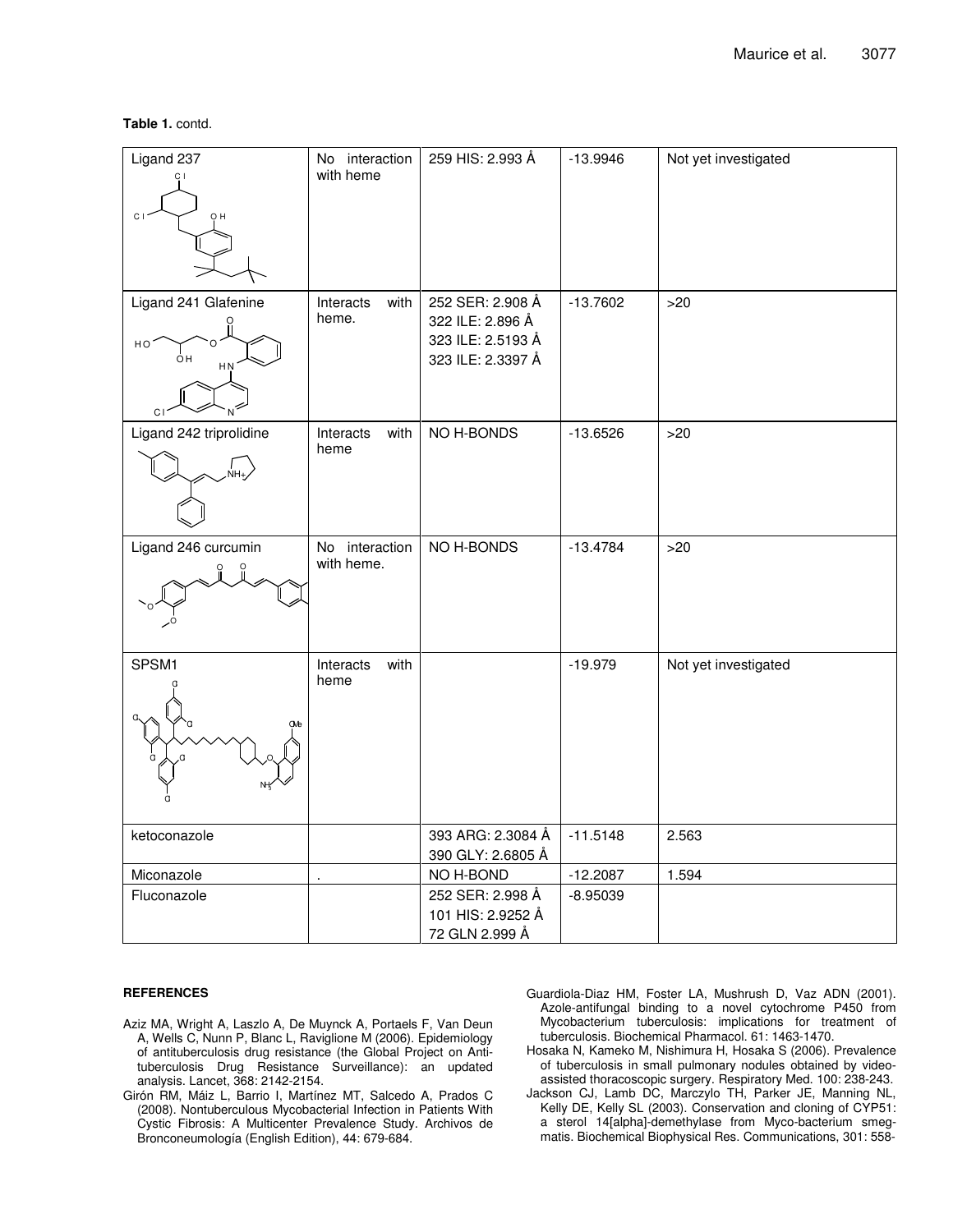**Table 1.** contd.

| | | | | |
|---|---|---|---|---|
| Ligand 237 | No interaction with heme | 259 HIS: 2.993 Å | -13.9946 | Not yet investigated |
| Ligand 241 Glafenine | Interacts with heme. | 252 SER: 2.908 Å<br>322 ILE: 2.896 Å<br>323 ILE: 2.5193 Å<br>323 ILE: 2.3397 Å | -13.7602 | >20 |
| Ligand 242 triprolidine | Interacts with heme | NO H-BONDS | -13.6526 | >20 |
| Ligand 246 curcumin | No interaction with heme. | NO H-BONDS | -13.4784 | >20 |
| SPSM1 | Interacts with heme | | -19.979 | Not yet investigated |
| ketoconazole | | 393 ARG: 2.3084 Å<br>390 GLY: 2.6805 Å | -11.5148 | 2.563 |
| Miconazole | . | NO H-BOND | -12.2087 | 1.594 |
| Fluconazole | | 252 SER: 2.998 Å<br>101 HIS: 2.9252 Å<br>72 GLN 2.999 Å | -8.95039 | |

## REFERENCES

Aziz MA, Wright A, Laszlo A, De Muynck A, Portaels F, Van Deun A, Wells C, Nunn P, Blanc L, Raviglione M (2006). Epidemiology of antituberculosis drug resistance (the Global Project on Anti-tuberculosis Drug Resistance Surveillance): an updated analysis. Lancet, 368: 2142-2154.

Girón RM, Máiz L, Barrio I, Martínez MT, Salcedo A, Prados C (2008). Nontuberculous Mycobacterial Infection in Patients With Cystic Fibrosis: A Multicenter Prevalence Study. Archivos de Bronconeumología (English Edition), 44: 679-684.

Guardiola-Diaz HM, Foster LA, Mushrush D, Vaz ADN (2001). Azole-antifungal binding to a novel cytochrome P450 from Mycobacterium tuberculosis: implications for treatment of tuberculosis. Biochemical Pharmacol. 61: 1463-1470.

Hosaka N, Kameko M, Nishimura H, Hosaka S (2006). Prevalence of tuberculosis in small pulmonary nodules obtained by video-assisted thoracoscopic surgery. Respiratory Med. 100: 238-243.

Jackson CJ, Lamb DC, Marczylo TH, Parker JE, Manning NL, Kelly DE, Kelly SL (2003). Conservation and cloning of CYP51: a sterol 14[alpha]-demethylase from Myco-bacterium smegmatis. Biochemical Biophysical Res. Communications, 301: 558-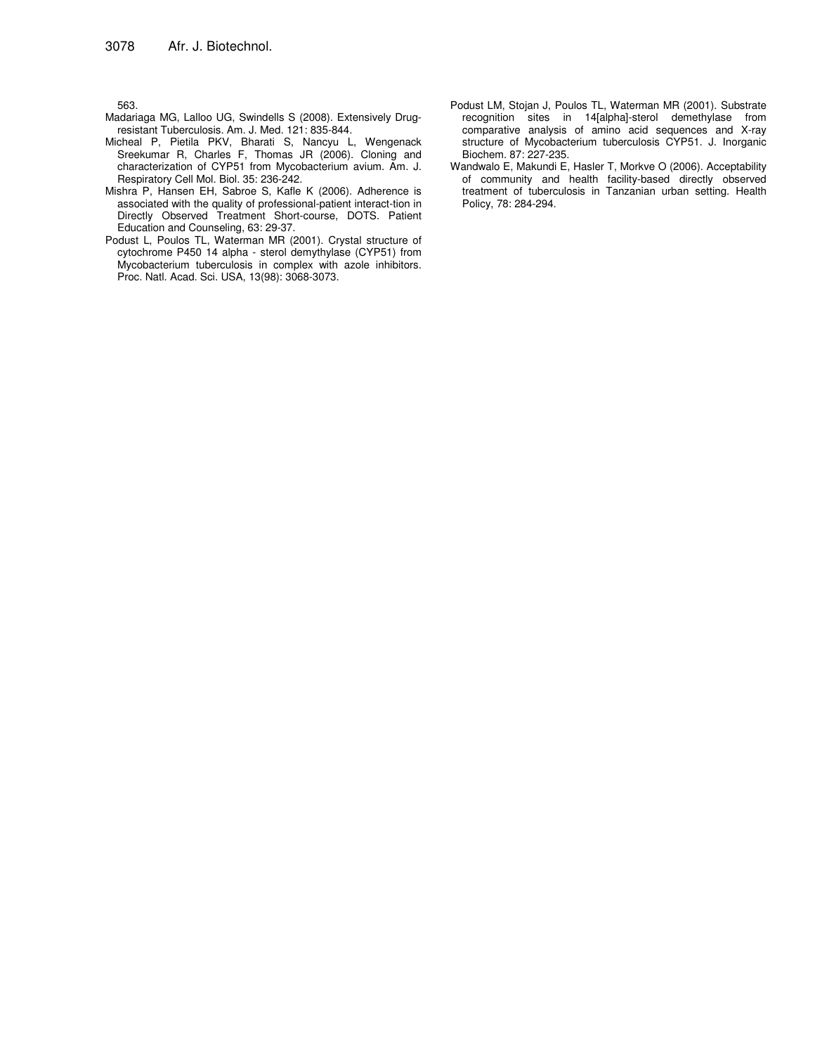563.

Madariaga MG, Lalloo UG, Swindells S (2008). Extensively Drug-resistant Tuberculosis. Am. J. Med. 121: 835-844.

Micheal P, Pietila PKV, Bharati S, Nancyu L, Wengenack Sreekumar R, Charles F, Thomas JR (2006). Cloning and characterization of CYP51 from Mycobacterium avium. Am. J. Respiratory Cell Mol. Biol. 35: 236-242.

Mishra P, Hansen EH, Sabroe S, Kafle K (2006). Adherence is associated with the quality of professional-patient interact-tion in Directly Observed Treatment Short-course, DOTS. Patient Education and Counseling, 63: 29-37.

Podust L, Poulos TL, Waterman MR (2001). Crystal structure of cytochrome P450 14 alpha - sterol demythylase (CYP51) from Mycobacterium tuberculosis in complex with azole inhibitors. Proc. Natl. Acad. Sci. USA, 13(98): 3068-3073.

Podust LM, Stojan J, Poulos TL, Waterman MR (2001). Substrate recognition sites in 14[alpha]-sterol demethylase from comparative analysis of amino acid sequences and X-ray structure of Mycobacterium tuberculosis CYP51. J. Inorganic Biochem. 87: 227-235.

Wandwalo E, Makundi E, Hasler T, Morkve O (2006). Acceptability of community and health facility-based directly observed treatment of tuberculosis in Tanzanian urban setting. Health Policy, 78: 284-294.